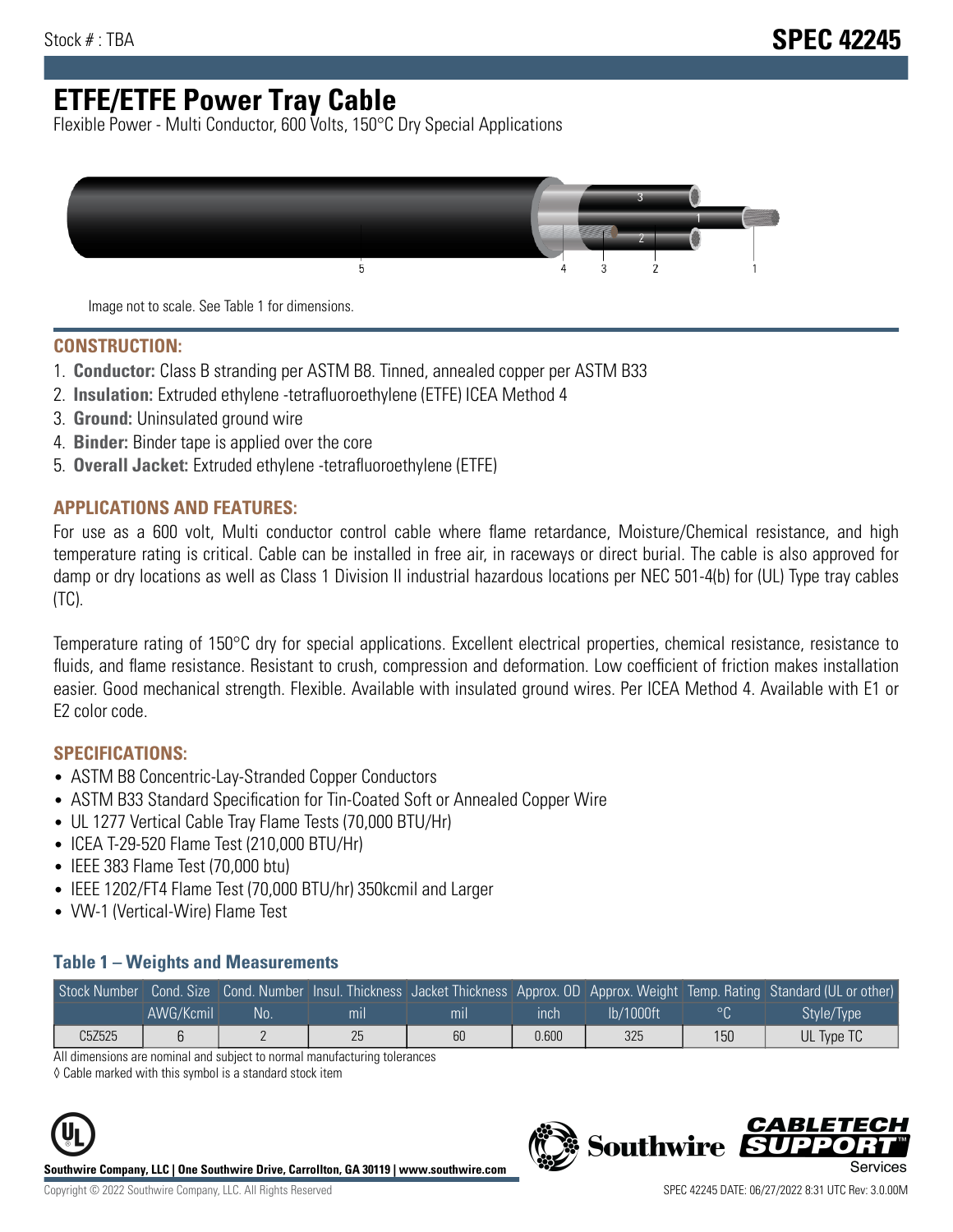Stock # : TBA

# SPEC 42245

# ETFE/ETFE Power Tray Cable

Flexible Power - Multi Conductor, 600 Volts, 150°C Dry Special Applications

Image not to scale. See Table 1 for dimensions.

## CONSTRUCTION:

1. **Conductor:** Class B stranding per ASTM B8. Tinned, annealed copper per ASTM B33
2. **Insulation:** Extruded ethylene -tetrafluoroethylene (ETFE) ICEA Method 4
3. **Ground:** Uninsulated ground wire
4. **Binder:** Binder tape is applied over the core
5. **Overall Jacket:** Extruded ethylene -tetrafluoroethylene (ETFE)

## APPLICATIONS AND FEATURES:

For use as a 600 volt, Multi conductor control cable where flame retardance, Moisture/Chemical resistance, and high temperature rating is critical. Cable can be installed in free air, in raceways or direct burial. The cable is also approved for damp or dry locations as well as Class 1 Division II industrial hazardous locations per NEC 501-4(b) for (UL) Type tray cables (TC).

Temperature rating of 150°C dry for special applications. Excellent electrical properties, chemical resistance, resistance to fluids, and flame resistance. Resistant to crush, compression and deformation. Low coefficient of friction makes installation easier. Good mechanical strength. Flexible. Available with insulated ground wires. Per ICEA Method 4. Available with E1 or E2 color code.

## SPECIFICATIONS:

- ASTM B8 Concentric-Lay-Stranded Copper Conductors
- ASTM B33 Standard Specification for Tin-Coated Soft or Annealed Copper Wire
- UL 1277 Vertical Cable Tray Flame Tests (70,000 BTU/Hr)
- ICEA T-29-520 Flame Test (210,000 BTU/Hr)
- IEEE 383 Flame Test (70,000 btu)
- IEEE 1202/FT4 Flame Test (70,000 BTU/hr) 350kcmil and Larger
- VW-1 (Vertical-Wire) Flame Test

### Table 1 – Weights and Measurements

| Stock Number | Cond. Size | Cond. Number | Insul. Thickness | Jacket Thickness | Approx. OD | Approx. Weight | Temp. Rating | Standard (UL or other) |
|---|---|---|---|---|---|---|---|---|
| | AWG/Kcmil | No. | mil | mil | inch | lb/1000ft | °C | Style/Type |
| C5Z525 | 6 | 2 | 25 | 60 | 0.600 | 325 | 150 | UL Type TC |

All dimensions are nominal and subject to normal manufacturing tolerances

◊ Cable marked with this symbol is a standard stock item

**Southwire Company, LLC | One Southwire Drive, Carrollton, GA 30119 | www.southwire.com**

Copyright © 2022 Southwire Company, LLC. All Rights Reserved

SPEC 42245 DATE: 06/27/2022 8:31 UTC Rev: 3.0.00M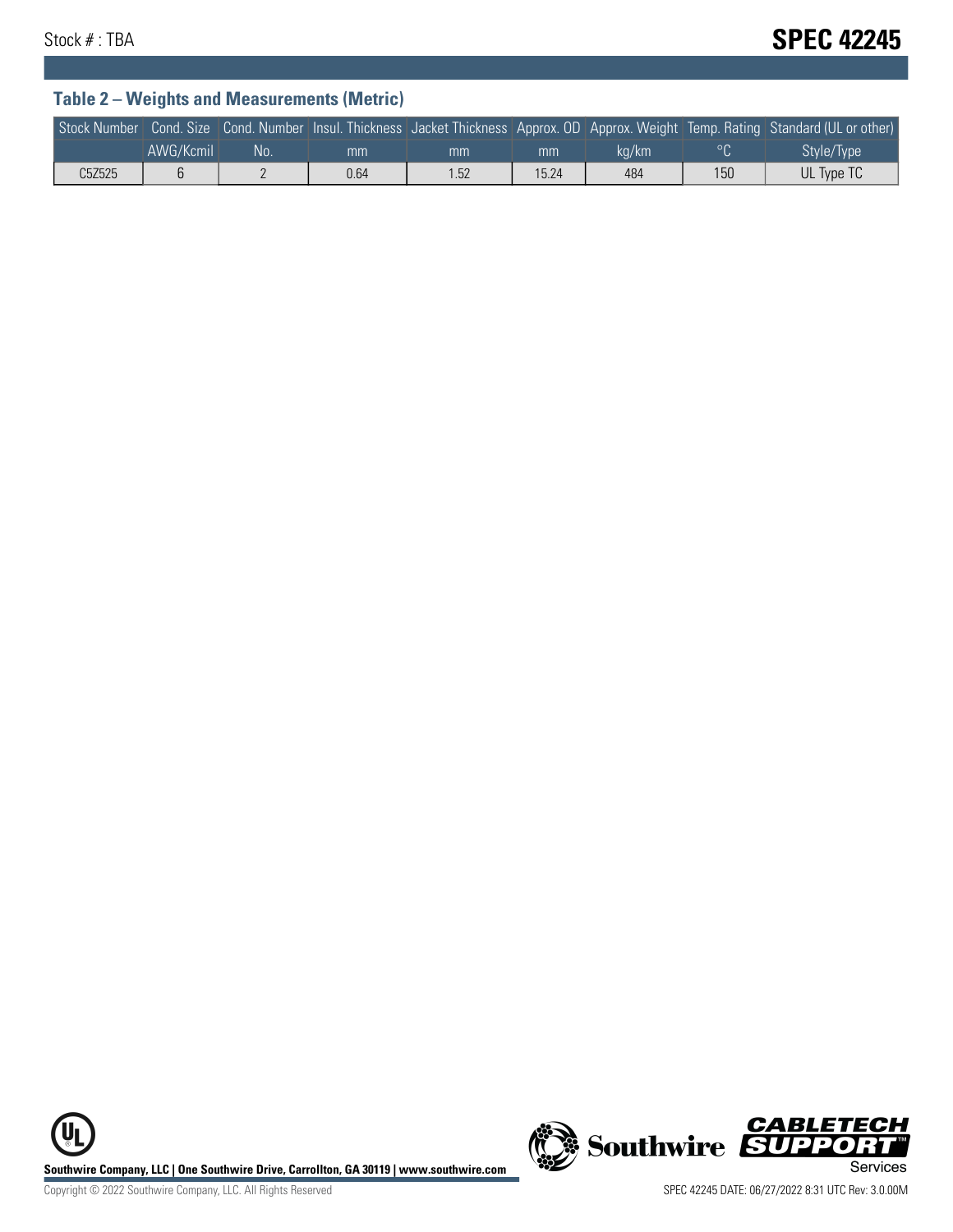### Table 2 – Weights and Measurements (Metric)

| Stock Number | Cond. Size | Cond. Number | Insul. Thickness | Jacket Thickness | Approx. OD | Approx. Weight | Temp. Rating | Standard (UL or other) |
|---|---|---|---|---|---|---|---|---|
| | AWG/Kcmil | No. | mm | mm | mm | kg/km | °C | Style/Type |
| C5Z525 | 6 | 2 | 0.64 | 1.52 | 15.24 | 484 | 150 | UL Type TC |